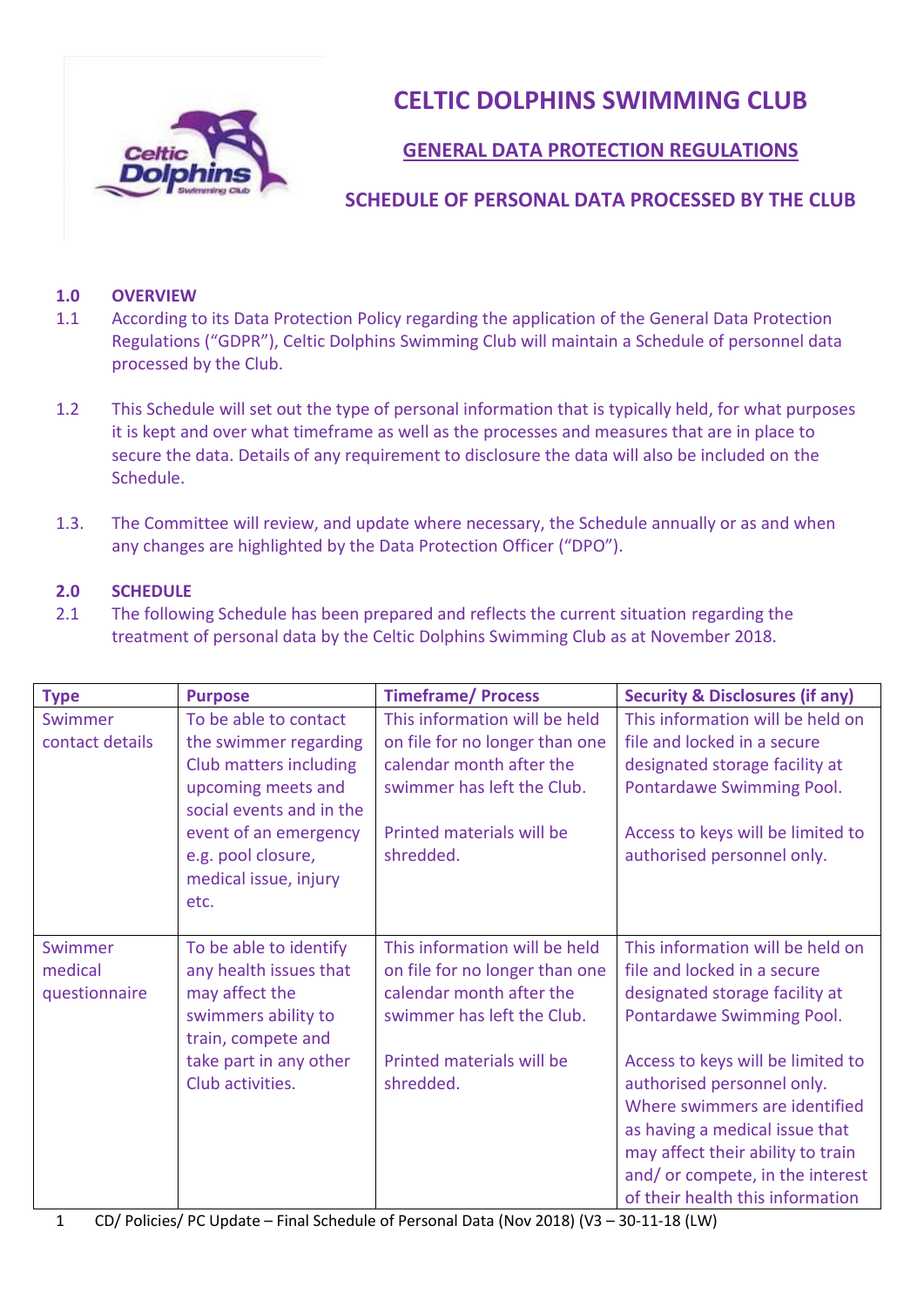# CELTIC DOLPHINS SWIMMING CLUB

## GENERAL DATA PROTECTION REGULATIONS

## SCHEDULE OF PERSONAL DATA PROCESSED BY THE CLUB

### 1.0 OVERVIEW

1.1 According to its Data Protection Policy regarding the application of the General Data Protection Regulations ("GDPR"), Celtic Dolphins Swimming Club will maintain a Schedule of personnel data processed by the Club.

1.2 This Schedule will set out the type of personal information that is typically held, for what purposes it is kept and over what timeframe as well as the processes and measures that are in place to secure the data. Details of any requirement to disclosure the data will also be included on the Schedule.

1.3. The Committee will review, and update where necessary, the Schedule annually or as and when any changes are highlighted by the Data Protection Officer ("DPO").

### 2.0 SCHEDULE

2.1 The following Schedule has been prepared and reflects the current situation regarding the treatment of personal data by the Celtic Dolphins Swimming Club as at November 2018.

| Type | Purpose | Timeframe/ Process | Security & Disclosures (if any) |
|---|---|---|---|
| Swimmer contact details | To be able to contact the swimmer regarding Club matters including upcoming meets and social events and in the event of an emergency e.g. pool closure, medical issue, injury etc. | This information will be held on file for no longer than one calendar month after the swimmer has left the Club.<br><br>Printed materials will be shredded. | This information will be held on file and locked in a secure designated storage facility at Pontardawe Swimming Pool.<br><br>Access to keys will be limited to authorised personnel only. |
| Swimmer medical questionnaire | To be able to identify any health issues that may affect the swimmers ability to train, compete and take part in any other Club activities. | This information will be held on file for no longer than one calendar month after the swimmer has left the Club.<br><br>Printed materials will be shredded. | This information will be held on file and locked in a secure designated storage facility at Pontardawe Swimming Pool.<br><br>Access to keys will be limited to authorised personnel only. Where swimmers are identified as having a medical issue that may affect their ability to train and/ or compete, in the interest of their health this information |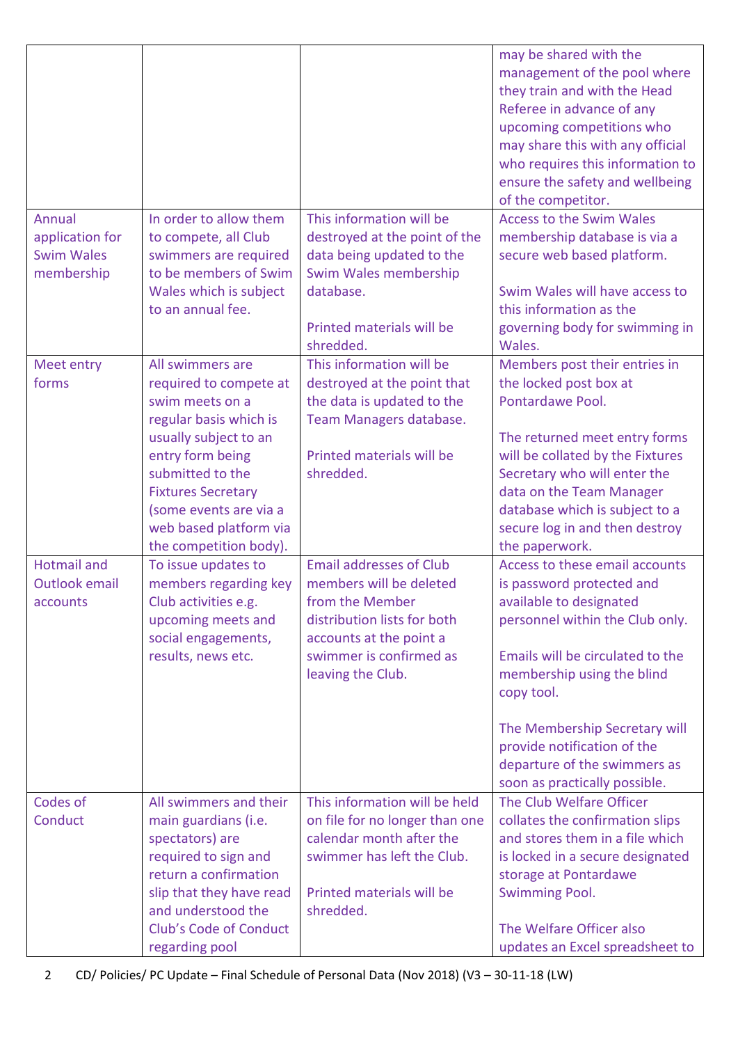| | | | |
|---|---|---|---|
| | | | may be shared with the management of the pool where they train and with the Head Referee in advance of any upcoming competitions who may share this with any official who requires this information to ensure the safety and wellbeing of the competitor. |
| Annual application for Swim Wales membership | In order to allow them to compete, all Club swimmers are required to be members of Swim Wales which is subject to an annual fee. | This information will be destroyed at the point of the data being updated to the Swim Wales membership database.<br><br>Printed materials will be shredded. | Access to the Swim Wales membership database is via a secure web based platform.<br><br>Swim Wales will have access to this information as the governing body for swimming in Wales. |
| Meet entry forms | All swimmers are required to compete at swim meets on a regular basis which is usually subject to an entry form being submitted to the Fixtures Secretary (some events are via a web based platform via the competition body). | This information will be destroyed at the point that the data is updated to the Team Managers database.<br><br>Printed materials will be shredded. | Members post their entries in the locked post box at Pontardawe Pool.<br><br>The returned meet entry forms will be collated by the Fixtures Secretary who will enter the data on the Team Manager database which is subject to a secure log in and then destroy the paperwork. |
| Hotmail and Outlook email accounts | To issue updates to members regarding key Club activities e.g. upcoming meets and social engagements, results, news etc. | Email addresses of Club members will be deleted from the Member distribution lists for both accounts at the point a swimmer is confirmed as leaving the Club. | Access to these email accounts is password protected and available to designated personnel within the Club only.<br><br>Emails will be circulated to the membership using the blind copy tool.<br><br>The Membership Secretary will provide notification of the departure of the swimmers as soon as practically possible. |
| Codes of Conduct | All swimmers and their main guardians (i.e. spectators) are required to sign and return a confirmation slip that they have read and understood the Club's Code of Conduct regarding pool | This information will be held on file for no longer than one calendar month after the swimmer has left the Club.<br><br>Printed materials will be shredded. | The Club Welfare Officer collates the confirmation slips and stores them in a file which is locked in a secure designated storage at Pontardawe Swimming Pool.<br><br>The Welfare Officer also updates an Excel spreadsheet to |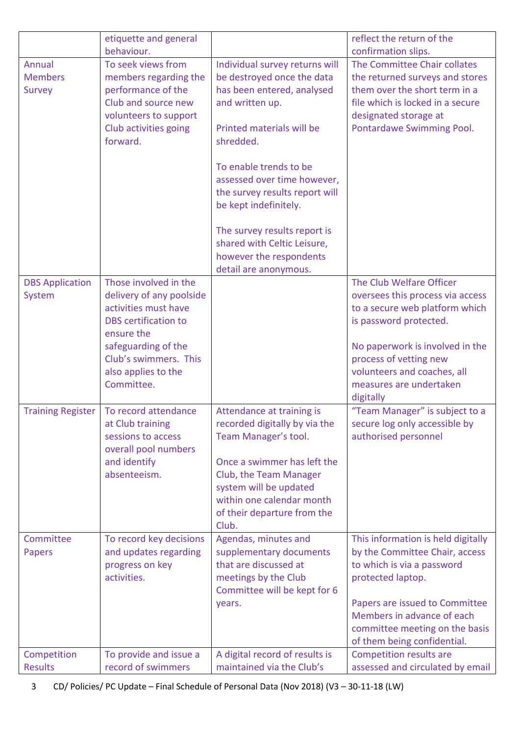| | etiquette and general behaviour. | | reflect the return of the confirmation slips. |
|---|---|---|---|
| Annual Members Survey | To seek views from members regarding the performance of the Club and source new volunteers to support Club activities going forward. | Individual survey returns will be destroyed once the data has been entered, analysed and written up.<br><br>Printed materials will be shredded.<br><br>To enable trends to be assessed over time however, the survey results report will be kept indefinitely.<br><br>The survey results report is shared with Celtic Leisure, however the respondents detail are anonymous. | The Committee Chair collates the returned surveys and stores them over the short term in a file which is locked in a secure designated storage at Pontardawe Swimming Pool. |
| DBS Application System | Those involved in the delivery of any poolside activities must have DBS certification to ensure the safeguarding of the Club's swimmers. This also applies to the Committee. | | The Club Welfare Officer oversees this process via access to a secure web platform which is password protected.<br><br>No paperwork is involved in the process of vetting new volunteers and coaches, all measures are undertaken digitally |
| Training Register | To record attendance at Club training sessions to access overall pool numbers and identify absenteeism. | Attendance at training is recorded digitally by via the Team Manager's tool.<br><br>Once a swimmer has left the Club, the Team Manager system will be updated within one calendar month of their departure from the Club. | "Team Manager" is subject to a secure log only accessible by authorised personnel |
| Committee Papers | To record key decisions and updates regarding progress on key activities. | Agendas, minutes and supplementary documents that are discussed at meetings by the Club Committee will be kept for 6 years. | This information is held digitally by the Committee Chair, access to which is via a password protected laptop.<br><br>Papers are issued to Committee Members in advance of each committee meeting on the basis of them being confidential. |
| Competition Results | To provide and issue a record of swimmers | A digital record of results is maintained via the Club's | Competition results are assessed and circulated by email |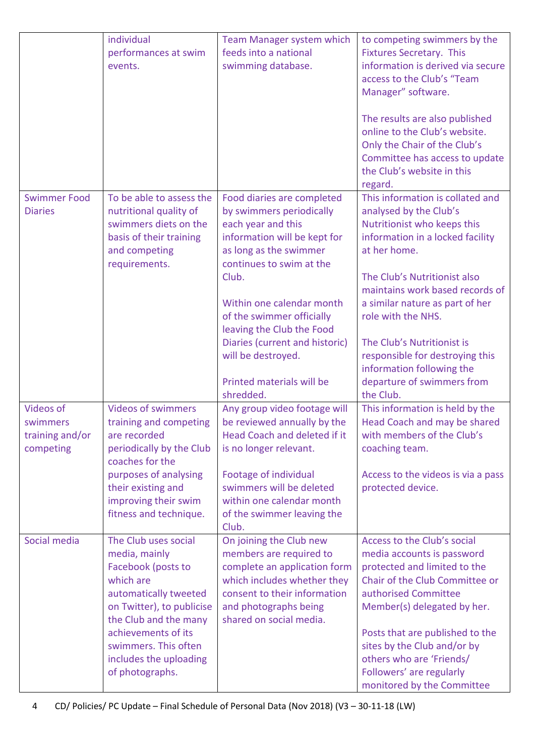| | | | |
|---|---|---|---|
| | individual performances at swim events. | Team Manager system which feeds into a national swimming database. | to competing swimmers by the Fixtures Secretary. This information is derived via secure access to the Club's "Team Manager" software.<br><br>The results are also published online to the Club's website. Only the Chair of the Club's Committee has access to update the Club's website in this regard. |
| Swimmer Food Diaries | To be able to assess the nutritional quality of swimmers diets on the basis of their training and competing requirements. | Food diaries are completed by swimmers periodically each year and this information will be kept for as long as the swimmer continues to swim at the Club.<br><br>Within one calendar month of the swimmer officially leaving the Club the Food Diaries (current and historic) will be destroyed.<br><br>Printed materials will be shredded. | This information is collated and analysed by the Club's Nutritionist who keeps this information in a locked facility at her home.<br><br>The Club's Nutritionist also maintains work based records of a similar nature as part of her role with the NHS.<br><br>The Club's Nutritionist is responsible for destroying this information following the departure of swimmers from the Club. |
| Videos of swimmers training and/or competing | Videos of swimmers training and competing are recorded periodically by the Club coaches for the purposes of analysing their existing and improving their swim fitness and technique. | Any group video footage will be reviewed annually by the Head Coach and deleted if it is no longer relevant.<br><br>Footage of individual swimmers will be deleted within one calendar month of the swimmer leaving the Club. | This information is held by the Head Coach and may be shared with members of the Club's coaching team.<br><br>Access to the videos is via a pass protected device. |
| Social media | The Club uses social media, mainly Facebook (posts to which are automatically tweeted on Twitter), to publicise the Club and the many achievements of its swimmers. This often includes the uploading of photographs. | On joining the Club new members are required to complete an application form which includes whether they consent to their information and photographs being shared on social media. | Access to the Club's social media accounts is password protected and limited to the Chair of the Club Committee or authorised Committee Member(s) delegated by her.<br><br>Posts that are published to the sites by the Club and/or by others who are 'Friends/ Followers' are regularly monitored by the Committee |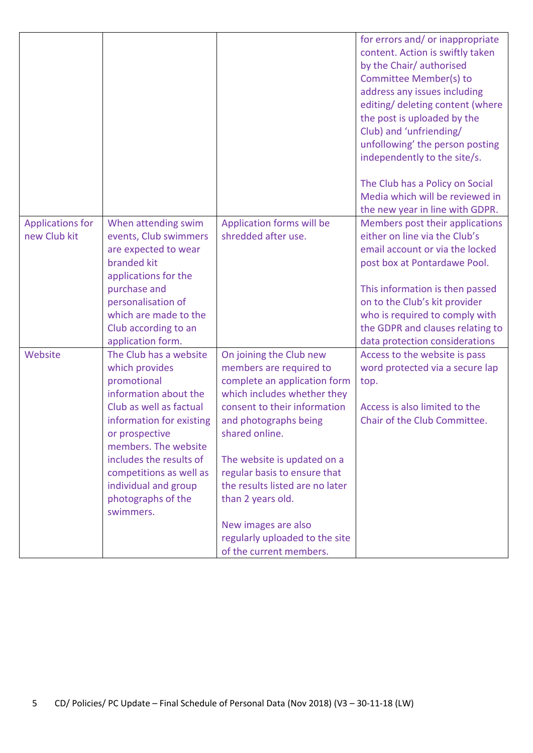| | | | |
|---|---|---|---|
| | | | for errors and/ or inappropriate content. Action is swiftly taken by the Chair/ authorised Committee Member(s) to address any issues including editing/ deleting content (where the post is uploaded by the Club) and 'unfriending/ unfollowing' the person posting independently to the site/s.<br><br>The Club has a Policy on Social Media which will be reviewed in the new year in line with GDPR. |
| Applications for new Club kit | When attending swim events, Club swimmers are expected to wear branded kit applications for the purchase and personalisation of which are made to the Club according to an application form. | Application forms will be shredded after use. | Members post their applications either on line via the Club's email account or via the locked post box at Pontardawe Pool.<br><br>This information is then passed on to the Club's kit provider who is required to comply with the GDPR and clauses relating to data protection considerations |
| Website | The Club has a website which provides promotional information about the Club as well as factual information for existing or prospective members. The website includes the results of competitions as well as individual and group photographs of the swimmers. | On joining the Club new members are required to complete an application form which includes whether they consent to their information and photographs being shared online.<br><br>The website is updated on a regular basis to ensure that the results listed are no later than 2 years old.<br><br>New images are also regularly uploaded to the site of the current members. | Access to the website is pass word protected via a secure lap top.<br><br>Access is also limited to the Chair of the Club Committee. |